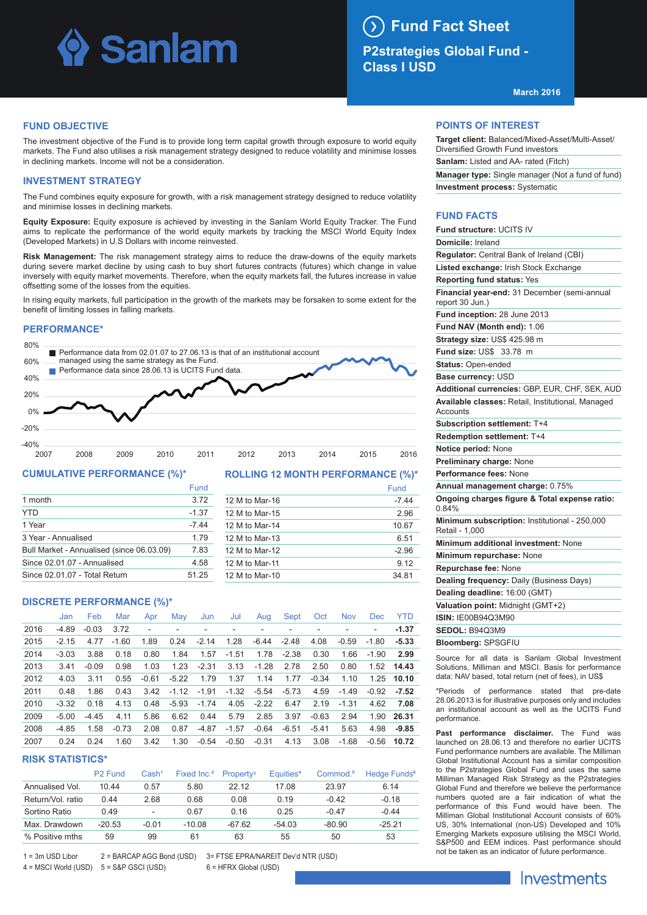# Sanlam

## Fund Fact Sheet

## P2strategies Global Fund - Class I USD

March 2016

## FUND OBJECTIVE

The investment objective of the Fund is to provide long term capital growth through exposure to world equity markets. The Fund also utilises a risk management strategy designed to reduce volatility and minimise losses in declining markets. Income will not be a consideration.

## INVESTMENT STRATEGY

The Fund combines equity exposure for growth, with a risk management strategy designed to reduce volatility and minimise losses in declining markets.

**Equity Exposure:** Equity exposure is achieved by investing in the Sanlam World Equity Tracker. The Fund aims to replicate the performance of the world equity markets by tracking the MSCI World Equity Index (Developed Markets) in U.S Dollars with income reinvested.

**Risk Management:** The risk management strategy aims to reduce the draw-downs of the equity markets during severe market decline by using cash to buy short futures contracts (futures) which change in value inversely with equity market movements. Therefore, when the equity markets fall, the futures increase in value offsetting some of the losses from the equities.

In rising equity markets, full participation in the growth of the markets may be forsaken to some extent for the benefit of limiting losses in falling markets.

## PERFORMANCE*

Performance data from 02.01.07 to 27.06.13 is that of an institutional account managed using the same strategy as the Fund.

Performance data since 28.06.13 is UCITS Fund data.

## CUMULATIVE PERFORMANCE (%)*

| | Fund |
|---|---|
| 1 month | 3.72 |
| YTD | -1.37 |
| 1 Year | -7.44 |
| 3 Year - Annualised | 1.79 |
| Bull Market - Annualised (since 06.03.09) | 7.83 |
| Since 02.01.07 - Annualised | 4.58 |
| Since 02.01.07 - Total Return | 51.25 |

## ROLLING 12 MONTH PERFORMANCE (%)*

| | Fund |
|---|---|
| 12 M to Mar-16 | -7.44 |
| 12 M to Mar-15 | 2.96 |
| 12 M to Mar-14 | 10.67 |
| 12 M to Mar-13 | 6.51 |
| 12 M to Mar-12 | -2.96 |
| 12 M to Mar-11 | 9.12 |
| 12 M to Mar-10 | 34.81 |

## DISCRETE PERFORMANCE (%)*

| | Jan | Feb | Mar | Apr | May | Jun | Jul | Aug | Sept | Oct | Nov | Dec | YTD |
|---|---|---|---|---|---|---|---|---|---|---|---|---|---|
| 2016 | -4.89 | -0.03 | 3.72 | - | - | - | - | - | - | - | - | - | **-1.37** |
| 2015 | -2.15 | 4.77 | -1.60 | 1.89 | 0.24 | -2.14 | 1.28 | -6.44 | -2.48 | 4.08 | -0.59 | -1.80 | **-5.33** |
| 2014 | -3.03 | 3.88 | 0.18 | 0.80 | 1.84 | 1.57 | -1.51 | 1.78 | -2.38 | 0.30 | 1.66 | -1.90 | **2.99** |
| 2013 | 3.41 | -0.09 | 0.98 | 1.03 | 1.23 | -2.31 | 3.13 | -1.28 | 2.78 | 2.50 | 0.80 | 1.52 | **14.43** |
| 2012 | 4.03 | 3.11 | 0.55 | -0.61 | -5.22 | 1.79 | 1.37 | 1.14 | 1.77 | -0.34 | 1.10 | 1.25 | **10.10** |
| 2011 | 0.48 | 1.86 | 0.43 | 3.42 | -1.12 | -1.91 | -1.32 | -5.54 | -5.73 | 4.59 | -1.49 | -0.92 | **-7.52** |
| 2010 | -3.32 | 0.18 | 4.13 | 0.48 | -5.93 | -1.74 | 4.05 | -2.22 | 6.47 | 2.19 | -1.31 | 4.62 | **7.08** |
| 2009 | -5.00 | -4.45 | 4.11 | 5.86 | 6.62 | 0.44 | 5.79 | 2.85 | 3.97 | -0.63 | 2.94 | 1.90 | **26.31** |
| 2008 | -4.85 | 1.58 | -0.73 | 2.08 | 0.87 | -4.87 | -1.57 | -0.64 | -6.51 | -5.41 | 5.63 | 4.98 | **-9.85** |
| 2007 | 0.24 | 0.24 | 1.60 | 3.42 | 1.30 | -0.54 | -0.50 | -0.31 | 4.13 | 3.08 | -1.68 | -0.56 | **10.72** |

## RISK STATISTICS*

| | P2 Fund | Cash[1] | Fixed Inc.[2] | Property[3] | Equities[4] | Commod.[5] | Hedge Funds[6] |
|---|---|---|---|---|---|---|---|
| Annualised Vol. | 10.44 | 0.57 | 5.80 | 22.12 | 17.08 | 23.97 | 6.14 |
| Return/Vol. ratio | 0.44 | 2.68 | 0.68 | 0.08 | 0.19 | -0.42 | -0.18 |
| Sortino Ratio | 0.49 | - | 0.67 | 0.16 | 0.25 | -0.47 | -0.44 |
| Max. Drawdown | -20.53 | -0.01 | -10.08 | -67.62 | -54.03 | -80.90 | -25.21 |
| % Positive mths | 59 | 99 | 61 | 63 | 55 | 50 | 53 |

1 = 3m USD Libor  2 = BARCAP AGG Bond (USD)  3= FTSE EPRA/NAREIT Dev'd NTR (USD)
4 = MSCI World (USD)  5 = S&P GSCI (USD)  6 = HFRX Global (USD)

## POINTS OF INTEREST

**Target client:** Balanced/Mixed-Asset/Multi-Asset/ Diversified Growth Fund investors
**Sanlam:** Listed and AA- rated (Fitch)
**Manager type:** Single manager (Not a fund of fund)
**Investment process:** Systematic

## FUND FACTS

**Fund structure:** UCITS IV
**Domicile:** Ireland
**Regulator:** Central Bank of Ireland (CBI)
**Listed exchange:** Irish Stock Exchange
**Reporting fund status:** Yes
**Financial year-end:** 31 December (semi-annual report 30 Jun.)
**Fund inception:** 28 June 2013
**Fund NAV (Month end):** 1.06
**Strategy size:** US$ 425.98 m
**Fund size:** US$ 33.78 m
**Status:** Open-ended
**Base currency:** USD
**Additional currencies:** GBP, EUR, CHF, SEK, AUD
**Available classes:** Retail, Institutional, Managed Accounts
**Subscription settlement:** T+4
**Redemption settlement:** T+4
**Notice period:** None
**Preliminary charge:** None
**Performance fees:** None
**Annual management charge:** 0.75%
**Ongoing charges figure & Total expense ratio:** 0.84%
**Minimum subscription:** Institutional - 250,000 Retail - 1,000
**Minimum additional investment:** None
**Minimum repurchase:** None
**Repurchase fee:** None
**Dealing frequency:** Daily (Business Days)
**Dealing deadline:** 16:00 (GMT)
**Valuation point:** Midnight (GMT+2)
**ISIN:** IE00B94Q3M90
**SEDOL:** B94Q3M9
**Bloomberg:** SPSGFIU

Source for all data is Sanlam Global Investment Solutions, Milliman and MSCI. Basis for performance data: NAV based, total return (net of fees), in US$

*Periods of performance stated that pre-date 28.06.2013 is for illustrative purposes only and includes an institutional account as well as the UCITS Fund performance.

**Past performance disclaimer.** The Fund was launched on 28.06.13 and therefore no earlier UCITS Fund performance numbers are available. The Milliman Global Institutional Account has a similar composition to the P2strategies Global Fund and uses the same Milliman Managed Risk Strategy as the P2strategies Global Fund and therefore we believe the performance numbers quoted are a fair indication of what the performance of this Fund would have been. The Milliman Global Institutional Account consists of 60% US, 30% International (non-US) Developed and 10% Emerging Markets exposure utilising the MSCI World, S&P500 and EEM indices. Past performance should not be taken as an indicator of future performance.

Investments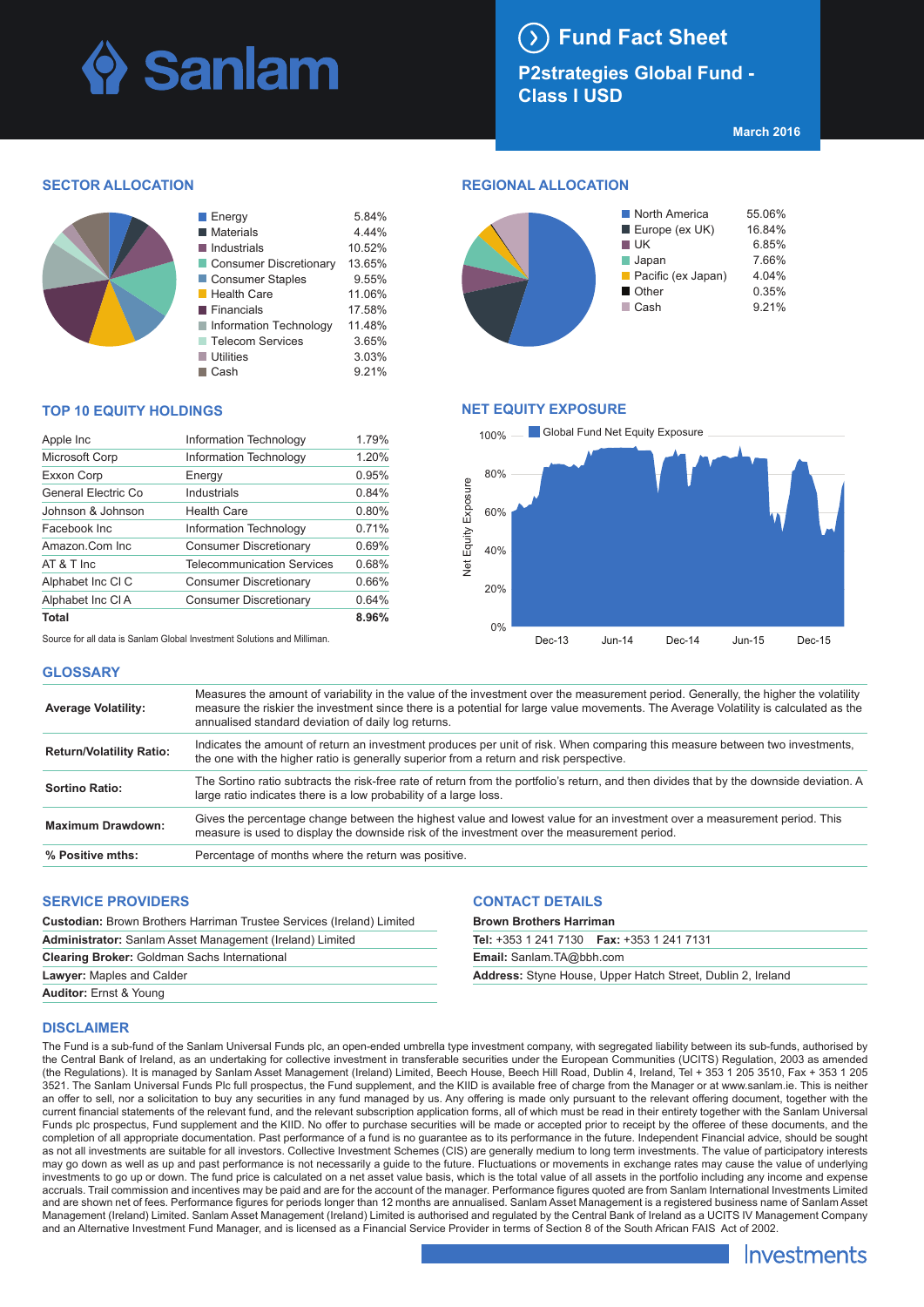# Sanlam

## Fund Fact Sheet

**P2strategies Global Fund - Class I USD**

**March 2016**

## SECTOR ALLOCATION

| | |
|---|---|
| Energy | 5.84% |
| Materials | 4.44% |
| Industrials | 10.52% |
| Consumer Discretionary | 13.65% |
| Consumer Staples | 9.55% |
| Health Care | 11.06% |
| Financials | 17.58% |
| Information Technology | 11.48% |
| Telecom Services | 3.65% |
| Utilities | 3.03% |
| Cash | 9.21% |

## REGIONAL ALLOCATION

| | |
|---|---|
| North America | 55.06% |
| Europe (ex UK) | 16.84% |
| UK | 6.85% |
| Japan | 7.66% |
| Pacific (ex Japan) | 4.04% |
| Other | 0.35% |
| Cash | 9.21% |

## TOP 10 EQUITY HOLDINGS

| | | |
|---|---|---|
| Apple Inc | Information Technology | 1.79% |
| Microsoft Corp | Information Technology | 1.20% |
| Exxon Corp | Energy | 0.95% |
| General Electric Co | Industrials | 0.84% |
| Johnson & Johnson | Health Care | 0.80% |
| Facebook Inc | Information Technology | 0.71% |
| Amazon.Com Inc | Consumer Discretionary | 0.69% |
| AT & T Inc | Telecommunication Services | 0.68% |
| Alphabet Inc Cl C | Consumer Discretionary | 0.66% |
| Alphabet Inc Cl A | Consumer Discretionary | 0.64% |
| **Total** | | **8.96%** |

Source for all data is Sanlam Global Investment Solutions and Milliman.

## NET EQUITY EXPOSURE

Global Fund Net Equity Exposure

Net Equity Exposure

100%
80%
60%
40%
20%
0%

Dec-13
Jun-14
Dec-14
Jun-15
Dec-15

## GLOSSARY

| | |
|---|---|
| **Average Volatility:** | Measures the amount of variability in the value of the investment over the measurement period. Generally, the higher the volatility measure the riskier the investment since there is a potential for large value movements. The Average Volatility is calculated as the annualised standard deviation of daily log returns. |
| **Return/Volatility Ratio:** | Indicates the amount of return an investment produces per unit of risk. When comparing this measure between two investments, the one with the higher ratio is generally superior from a return and risk perspective. |
| **Sortino Ratio:** | The Sortino ratio subtracts the risk-free rate of return from the portfolio's return, and then divides that by the downside deviation. A large ratio indicates there is a low probability of a large loss. |
| **Maximum Drawdown:** | Gives the percentage change between the highest value and lowest value for an investment over a measurement period. This measure is used to display the downside risk of the investment over the measurement period. |
| **% Positive mths:** | Percentage of months where the return was positive. |

## SERVICE PROVIDERS

**Custodian:** Brown Brothers Harriman Trustee Services (Ireland) Limited
**Administrator:** Sanlam Asset Management (Ireland) Limited
**Clearing Broker:** Goldman Sachs International
**Lawyer:** Maples and Calder
**Auditor:** Ernst & Young

## CONTACT DETAILS

**Brown Brothers Harriman**
**Tel:** +353 1 241 7130 **Fax:** +353 1 241 7131
**Email:** Sanlam.TA@bbh.com
**Address:** Styne House, Upper Hatch Street, Dublin 2, Ireland

## DISCLAIMER

The Fund is a sub-fund of the Sanlam Universal Funds plc, an open-ended umbrella type investment company, with segregated liability between its sub-funds, authorised by the Central Bank of Ireland, as an undertaking for collective investment in transferable securities under the European Communities (UCITS) Regulation, 2003 as amended (the Regulations). It is managed by Sanlam Asset Management (Ireland) Limited, Beech House, Beech Hill Road, Dublin 4, Ireland, Tel + 353 1 205 3510, Fax + 353 1 205 3521. The Sanlam Universal Funds Plc full prospectus, the Fund supplement, and the KIID is available free of charge from the Manager or at www.sanlam.ie. This is neither an offer to sell, nor a solicitation to buy any securities in any fund managed by us. Any offering is made only pursuant to the relevant offering document, together with the current financial statements of the relevant fund, and the relevant subscription application forms, all of which must be read in their entirety together with the Sanlam Universal Funds plc prospectus, Fund supplement and the KIID. No offer to purchase securities will be made or accepted prior to receipt by the offeree of these documents, and the completion of all appropriate documentation. Past performance of a fund is no guarantee as to its performance in the future. Independent Financial advice, should be sought as not all investments are suitable for all investors. Collective Investment Schemes (CIS) are generally medium to long term investments. The value of participatory interests may go down as well as up and past performance is not necessarily a guide to the future. Fluctuations or movements in exchange rates may cause the value of underlying investments to go up or down. The fund price is calculated on a net asset value basis, which is the total value of all assets in the portfolio including any income and expense accruals. Trail commission and incentives may be paid and are for the account of the manager. Performance figures quoted are from Sanlam International Investments Limited and are shown net of fees. Performance figures for periods longer than 12 months are annualised. Sanlam Asset Management is a registered business name of Sanlam Asset Management (Ireland) Limited. Sanlam Asset Management (Ireland) Limited is authorised and regulated by the Central Bank of Ireland as a UCITS IV Management Company and an Alternative Investment Fund Manager, and is licensed as a Financial Service Provider in terms of Section 8 of the South African FAIS Act of 2002.

Investments